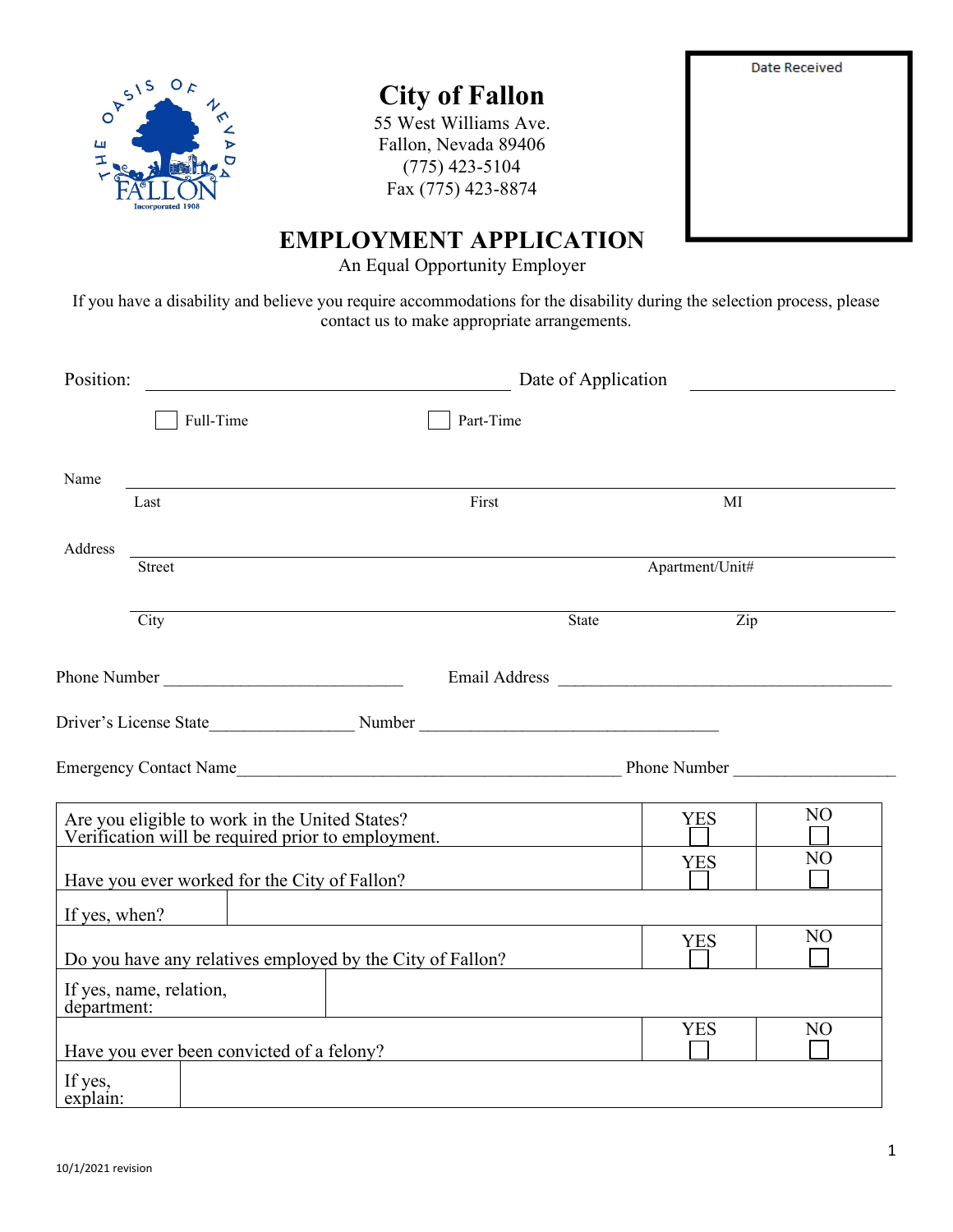# City of Fallon

55 West Williams Ave.
Fallon, Nevada 89406
(775) 423-5104
Fax (775) 423-8874

Date Received

## EMPLOYMENT APPLICATION

An Equal Opportunity Employer

If you have a disability and believe you require accommodations for the disability during the selection process, please contact us to make appropriate arrangements.

Position: ______________________________ Date of Application ____________________

☐ Full-Time ☐ Part-Time

Name ____________________________________________________________
Last First MI

Address __________________________________________________________
Street Apartment/Unit#

__________________________________________________________
City State Zip

Phone Number ____________________________ Email Address ______________________________________

Driver's License State________________ Number __________________________________

Emergency Contact Name____________________________________________ Phone Number ___________________

| | YES | NO |
|---|---|---|
| Are you eligible to work in the United States? Verification will be required prior to employment. | ☐ | ☐ |
| Have you ever worked for the City of Fallon? | ☐ | ☐ |
| If yes, when? | | |
| Do you have any relatives employed by the City of Fallon? | ☐ | ☐ |
| If yes, name, relation, department: | | |
| Have you ever been convicted of a felony? | ☐ | ☐ |
| If yes, explain: | | |

10/1/2021 revision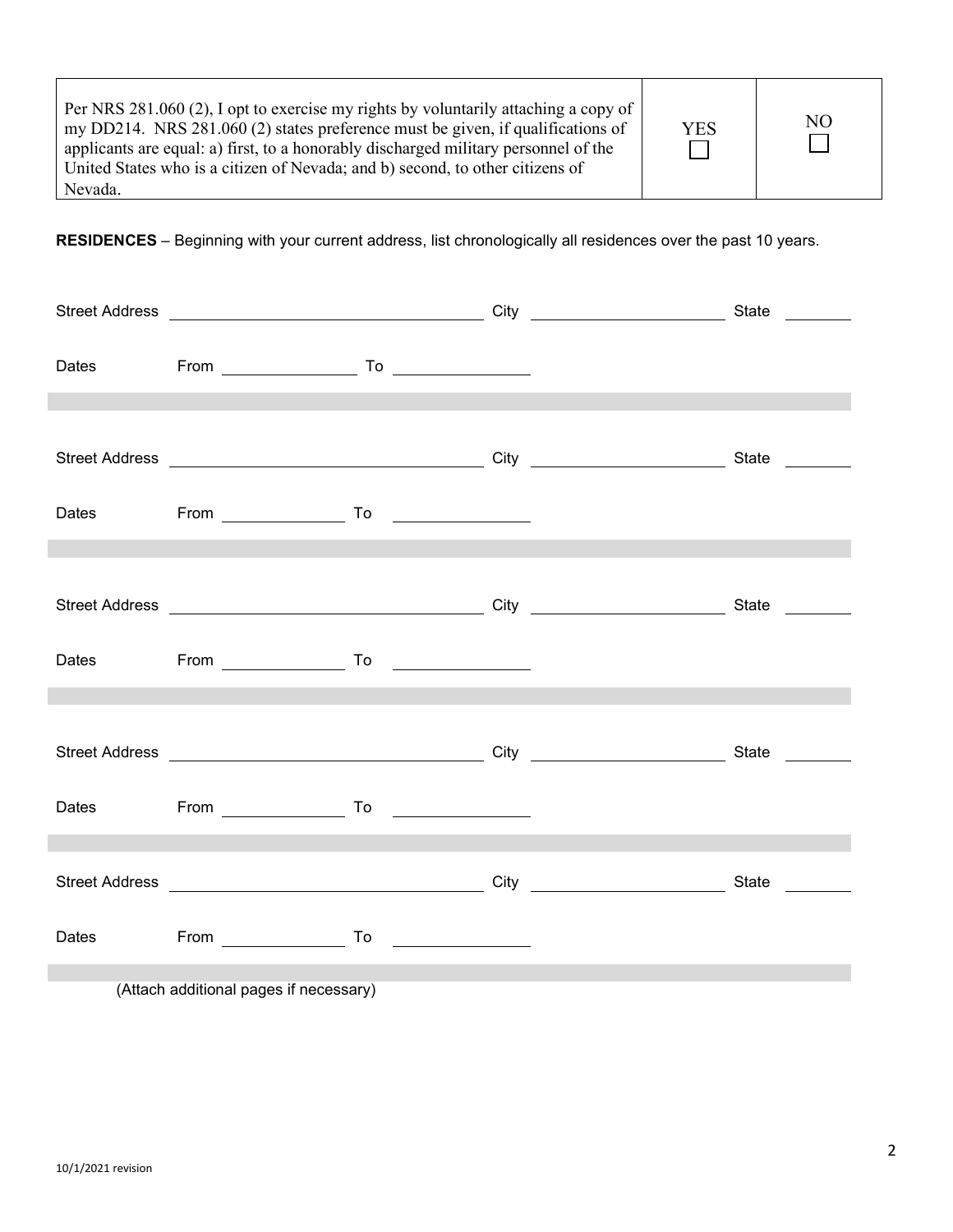| Per NRS 281.060 (2), I opt to exercise my rights by voluntarily attaching a copy of my DD214. NRS 281.060 (2) states preference must be given, if qualifications of applicants are equal: a) first, to a honorably discharged military personnel of the United States who is a citizen of Nevada; and b) second, to other citizens of Nevada. | YES ☐ | NO ☐ |
|---|---|---|

**RESIDENCES** – Beginning with your current address, list chronologically all residences over the past 10 years.

Street Address ______________________ City ______________ State ______

Dates From __________ To __________

Street Address ______________________ City ______________ State ______

Dates From __________ To __________

Street Address ______________________ City ______________ State ______

Dates From __________ To __________

Street Address ______________________ City ______________ State ______

Dates From __________ To __________

Street Address ______________________ City ______________ State ______

Dates From __________ To __________

(Attach additional pages if necessary)

10/1/2021 revision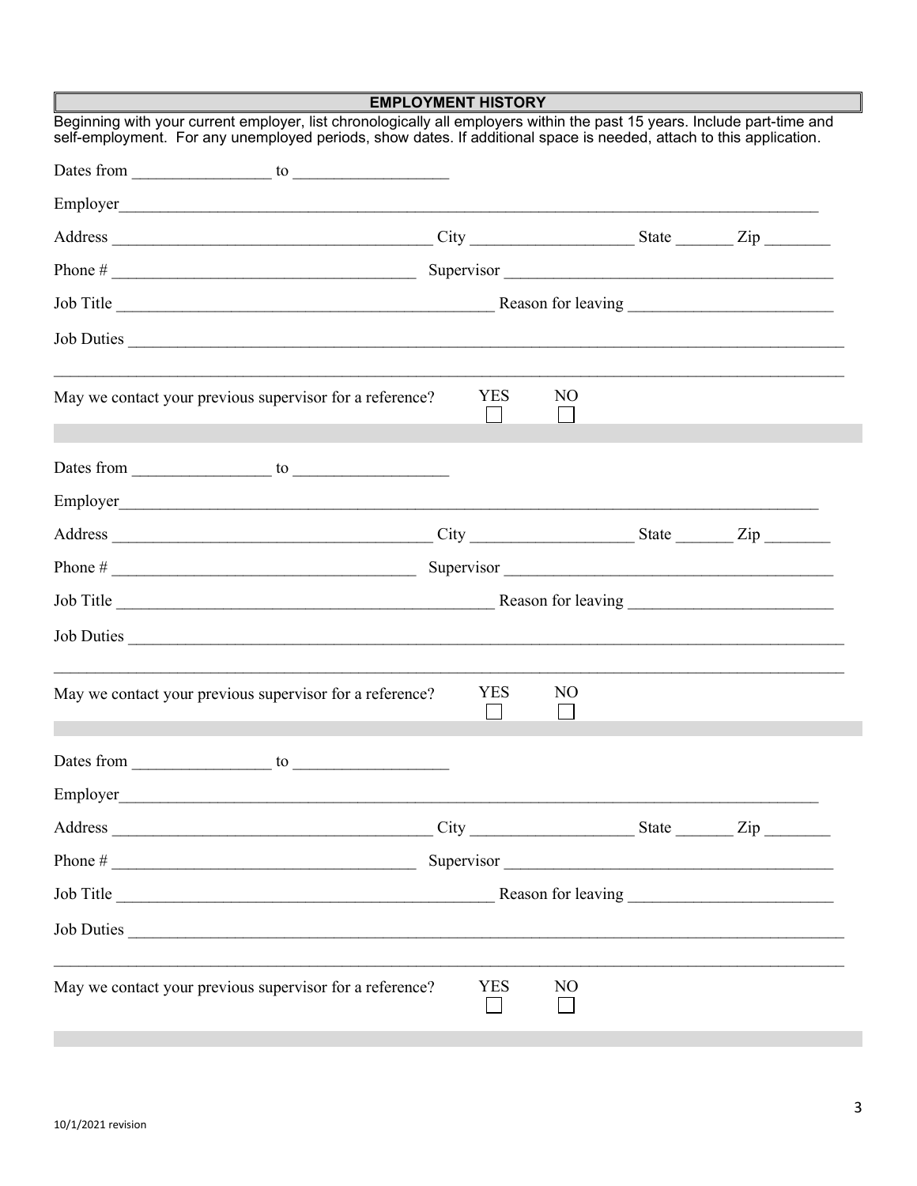## EMPLOYMENT HISTORY

Beginning with your current employer, list chronologically all employers within the past 15 years. Include part-time and self-employment. For any unemployed periods, show dates. If additional space is needed, attach to this application.

Dates from _________________ to ___________________

Employer_________________________________________________________________________________________

Address _______________________________________ City ____________________ State _______ Zip ________

Phone # ______________________________________ Supervisor __________________________________________

Job Title _______________________________________________ Reason for leaving _________________________

Job Duties _______________________________________________________________________________________

_________________________________________________________________________________________________

May we contact your previous supervisor for a reference? YES ☐ NO ☐

---

Dates from _________________ to ___________________

Employer_________________________________________________________________________________________

Address _______________________________________ City ____________________ State _______ Zip ________

Phone # ______________________________________ Supervisor __________________________________________

Job Title _______________________________________________ Reason for leaving _________________________

Job Duties _______________________________________________________________________________________

_________________________________________________________________________________________________

May we contact your previous supervisor for a reference? YES ☐ NO ☐

---

Dates from _________________ to ___________________

Employer_________________________________________________________________________________________

Address _______________________________________ City ____________________ State _______ Zip ________

Phone # ______________________________________ Supervisor __________________________________________

Job Title _______________________________________________ Reason for leaving _________________________

Job Duties _______________________________________________________________________________________

_________________________________________________________________________________________________

May we contact your previous supervisor for a reference? YES ☐ NO ☐

---

10/1/2021 revision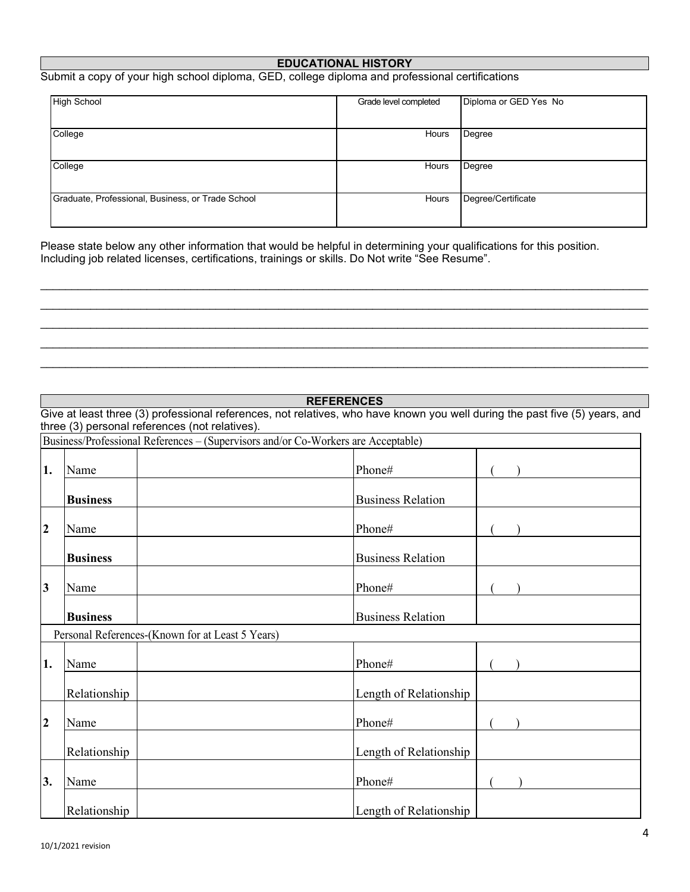## EDUCATIONAL HISTORY

Submit a copy of your high school diploma, GED, college diploma and professional certifications

| High School | Grade level completed | Diploma or GED Yes No |
|---|---|---|
| College | Hours | Degree |
| College | Hours | Degree |
| Graduate, Professional, Business, or Trade School | Hours | Degree/Certificate |

Please state below any other information that would be helpful in determining your qualifications for this position. Including job related licenses, certifications, trainings or skills. Do Not write "See Resume".

______________________________________________________________________________________________

______________________________________________________________________________________________

______________________________________________________________________________________________

______________________________________________________________________________________________

______________________________________________________________________________________________

## REFERENCES

Give at least three (3) professional references, not relatives, who have known you well during the past five (5) years, and three (3) personal references (not relatives).

| Business/Professional References – (Supervisors and/or Co-Workers are Acceptable) | | | | |
|---|---|---|---|---|
| **1.** | Name | | Phone# | ( ) |
| | **Business** | | Business Relation | |
| **2** | Name | | Phone# | ( ) |
| | **Business** | | Business Relation | |
| **3** | Name | | Phone# | ( ) |
| | **Business** | | Business Relation | |

| Personal References-(Known for at Least 5 Years) | | | | |
|---|---|---|---|---|
| **1.** | Name | | Phone# | ( ) |
| | Relationship | | Length of Relationship | |
| **2** | Name | | Phone# | ( ) |
| | Relationship | | Length of Relationship | |
| **3.** | Name | | Phone# | ( ) |
| | Relationship | | Length of Relationship | |

10/1/2021 revision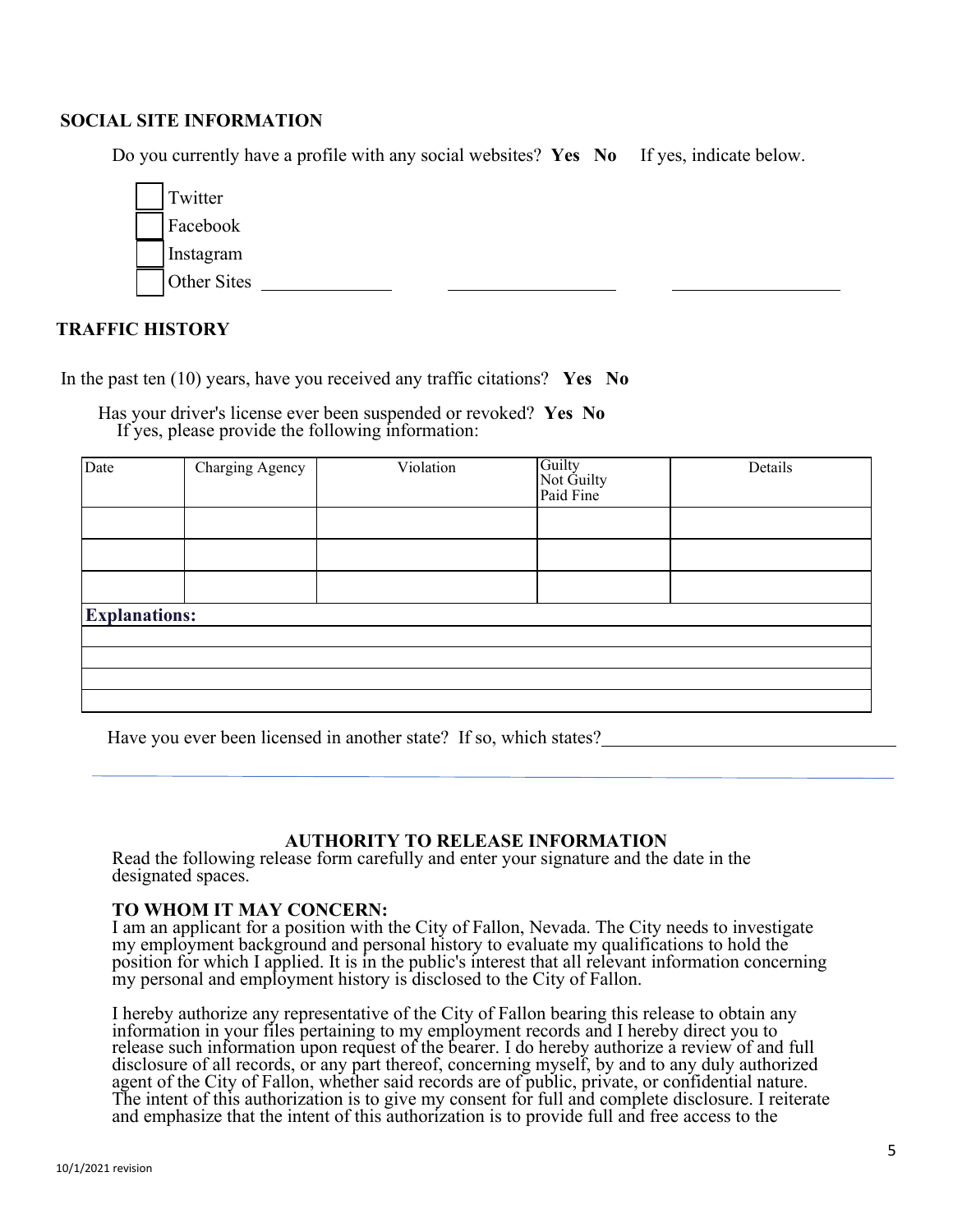## SOCIAL SITE INFORMATION

Do you currently have a profile with any social websites? **Yes No** If yes, indicate below.

- [ ] Twitter
- [ ] Facebook
- [ ] Instagram
- [ ] Other Sites ______________ ______________ ______________

## TRAFFIC HISTORY

In the past ten (10) years, have you received any traffic citations? **Yes No**

Has your driver's license ever been suspended or revoked? **Yes No**
If yes, please provide the following information:

| Date | Charging Agency | Violation | Guilty<br>Not Guilty<br>Paid Fine | Details |
|---|---|---|---|---|
| | | | | |
| | | | | |
| | | | | |
| **Explanations:** | | | | |
| | | | | |
| | | | | |
| | | | | |
| | | | | |

Have you ever been licensed in another state? If so, which states? ______________________________

## AUTHORITY TO RELEASE INFORMATION

Read the following release form carefully and enter your signature and the date in the designated spaces.

**TO WHOM IT MAY CONCERN:**
I am an applicant for a position with the City of Fallon, Nevada. The City needs to investigate my employment background and personal history to evaluate my qualifications to hold the position for which I applied. It is in the public's interest that all relevant information concerning my personal and employment history is disclosed to the City of Fallon.

I hereby authorize any representative of the City of Fallon bearing this release to obtain any information in your files pertaining to my employment records and I hereby direct you to release such information upon request of the bearer. I do hereby authorize a review of and full disclosure of all records, or any part thereof, concerning myself, by and to any duly authorized agent of the City of Fallon, whether said records are of public, private, or confidential nature. The intent of this authorization is to give my consent for full and complete disclosure. I reiterate and emphasize that the intent of this authorization is to provide full and free access to the

10/1/2021 revision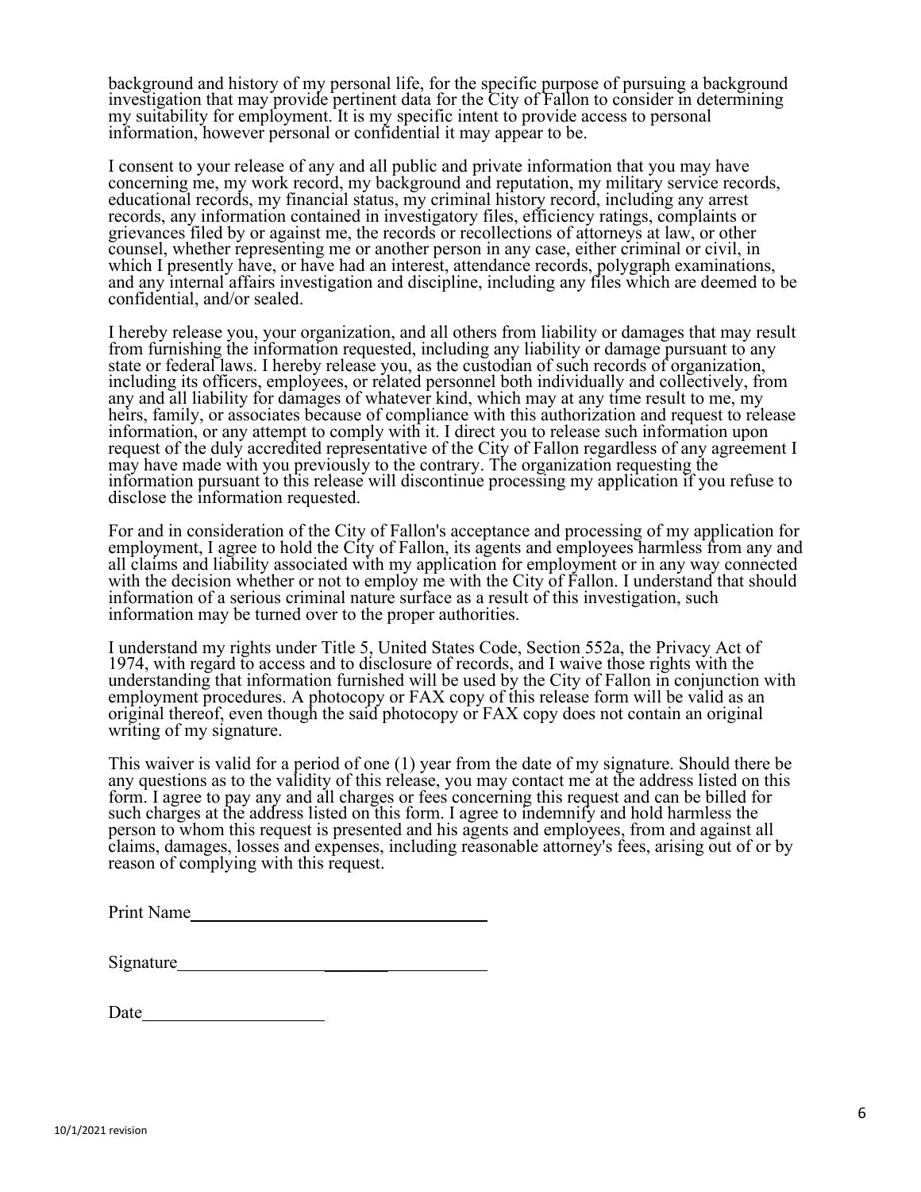background and history of my personal life, for the specific purpose of pursuing a background investigation that may provide pertinent data for the City of Fallon to consider in determining my suitability for employment. It is my specific intent to provide access to personal information, however personal or confidential it may appear to be.

I consent to your release of any and all public and private information that you may have concerning me, my work record, my background and reputation, my military service records, educational records, my financial status, my criminal history record, including any arrest records, any information contained in investigatory files, efficiency ratings, complaints or grievances filed by or against me, the records or recollections of attorneys at law, or other counsel, whether representing me or another person in any case, either criminal or civil, in which I presently have, or have had an interest, attendance records, polygraph examinations, and any internal affairs investigation and discipline, including any files which are deemed to be confidential, and/or sealed.

I hereby release you, your organization, and all others from liability or damages that may result from furnishing the information requested, including any liability or damage pursuant to any state or federal laws. I hereby release you, as the custodian of such records of organization, including its officers, employees, or related personnel both individually and collectively, from any and all liability for damages of whatever kind, which may at any time result to me, my heirs, family, or associates because of compliance with this authorization and request to release information, or any attempt to comply with it. I direct you to release such information upon request of the duly accredited representative of the City of Fallon regardless of any agreement I may have made with you previously to the contrary. The organization requesting the information pursuant to this release will discontinue processing my application if you refuse to disclose the information requested.

For and in consideration of the City of Fallon's acceptance and processing of my application for employment, I agree to hold the City of Fallon, its agents and employees harmless from any and all claims and liability associated with my application for employment or in any way connected with the decision whether or not to employ me with the City of Fallon. I understand that should information of a serious criminal nature surface as a result of this investigation, such information may be turned over to the proper authorities.

I understand my rights under Title 5, United States Code, Section 552a, the Privacy Act of 1974, with regard to access and to disclosure of records, and I waive those rights with the understanding that information furnished will be used by the City of Fallon in conjunction with employment procedures. A photocopy or FAX copy of this release form will be valid as an original thereof, even though the said photocopy or FAX copy does not contain an original writing of my signature.

This waiver is valid for a period of one (1) year from the date of my signature. Should there be any questions as to the validity of this release, you may contact me at the address listed on this form. I agree to pay any and all charges or fees concerning this request and can be billed for such charges at the address listed on this form. I agree to indemnify and hold harmless the person to whom this request is presented and his agents and employees, from and against all claims, damages, losses and expenses, including reasonable attorney's fees, arising out of or by reason of complying with this request.

Print Name\_\_\_\_\_\_\_\_\_\_\_\_\_\_\_\_\_\_\_\_\_\_\_\_\_\_\_\_\_\_\_\_\_\_

Signature\_\_\_\_\_\_\_\_\_\_\_\_\_\_\_\_\_\_\_\_\_\_\_\_\_\_\_\_\_\_\_\_\_\_\_

Date\_\_\_\_\_\_\_\_\_\_\_\_\_\_\_\_\_\_\_\_

10/1/2021 revision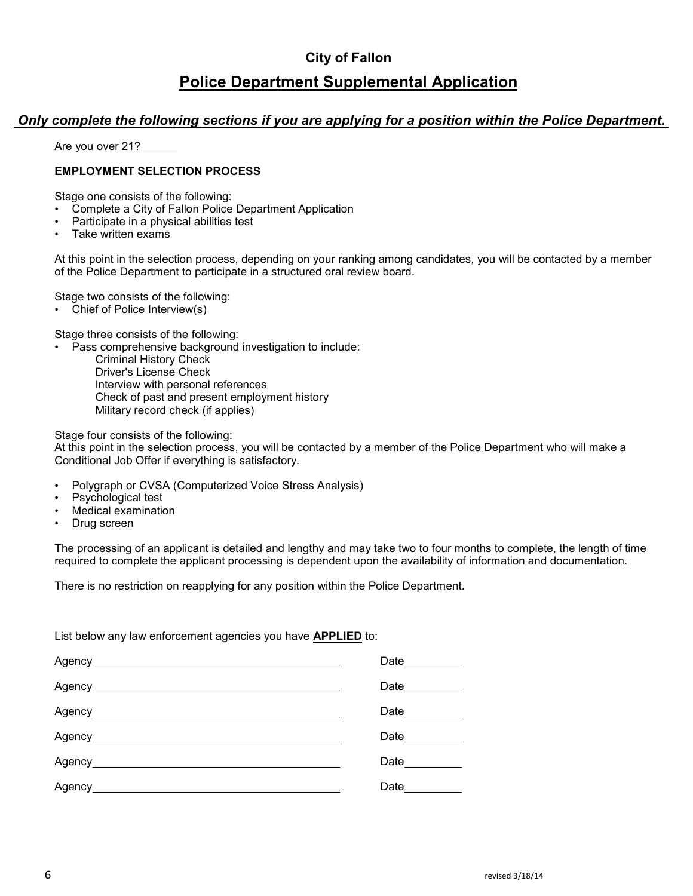**City of Fallon**

## Police Department Supplemental Application

***Only complete the following sections if you are applying for a position within the Police Department.***

Are you over 21? ______

**EMPLOYMENT SELECTION PROCESS**

Stage one consists of the following:

- Complete a City of Fallon Police Department Application
- Participate in a physical abilities test
- Take written exams

At this point in the selection process, depending on your ranking among candidates, you will be contacted by a member of the Police Department to participate in a structured oral review board.

Stage two consists of the following:

- Chief of Police Interview(s)

Stage three consists of the following:

- Pass comprehensive background investigation to include:
  - Criminal History Check
  - Driver's License Check
  - Interview with personal references
  - Check of past and present employment history
  - Military record check (if applies)

Stage four consists of the following:
At this point in the selection process, you will be contacted by a member of the Police Department who will make a Conditional Job Offer if everything is satisfactory.

- Polygraph or CVSA (Computerized Voice Stress Analysis)
- Psychological test
- Medical examination
- Drug screen

The processing of an applicant is detailed and lengthy and may take two to four months to complete, the length of time required to complete the applicant processing is dependent upon the availability of information and documentation.

There is no restriction on reapplying for any position within the Police Department.

List below any law enforcement agencies you have **APPLIED** to:

Agency ________________________________ Date _________

Agency ________________________________ Date _________

Agency ________________________________ Date _________

Agency ________________________________ Date _________

Agency ________________________________ Date _________

Agency ________________________________ Date _________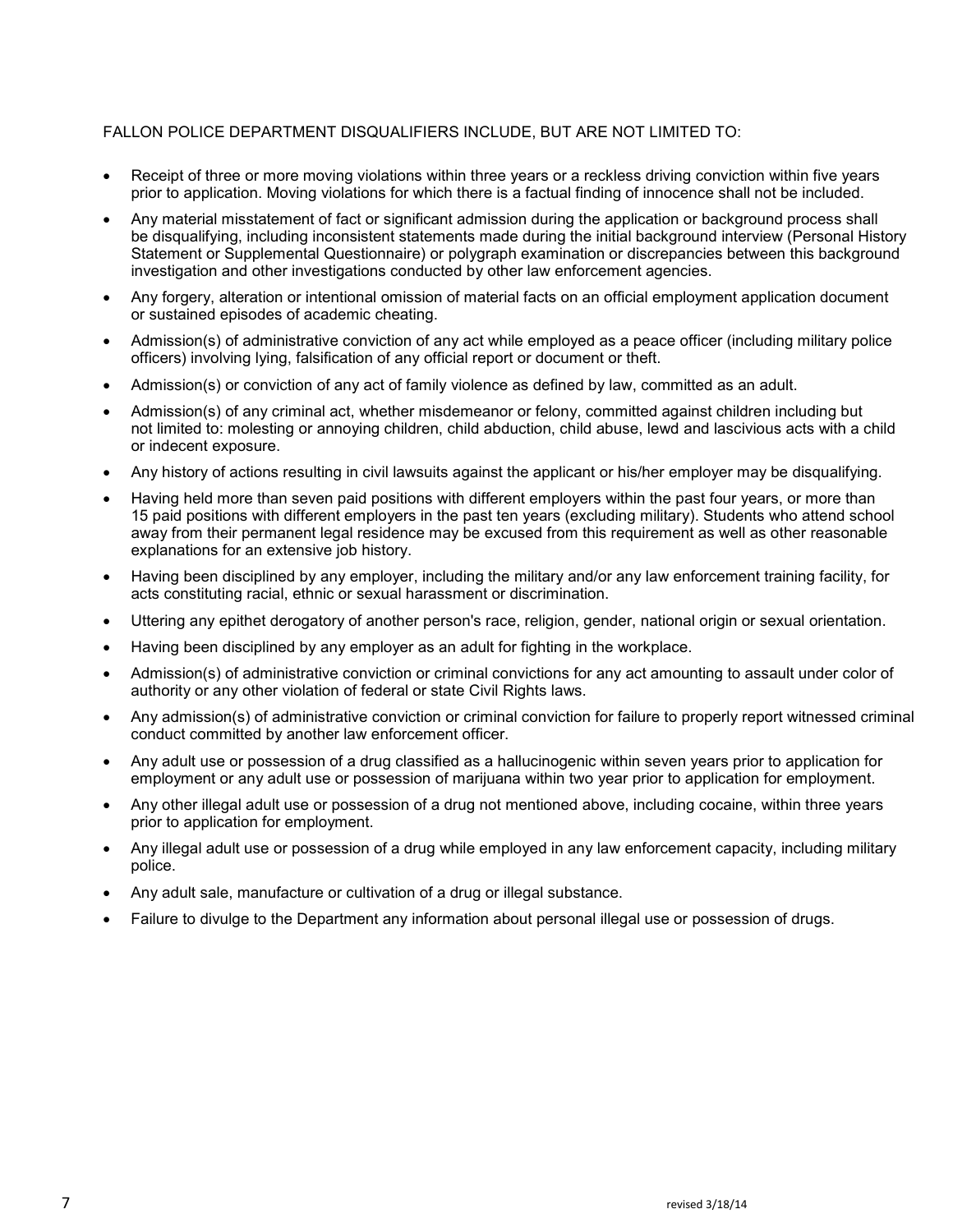FALLON POLICE DEPARTMENT DISQUALIFIERS INCLUDE, BUT ARE NOT LIMITED TO:

- Receipt of three or more moving violations within three years or a reckless driving conviction within five years prior to application. Moving violations for which there is a factual finding of innocence shall not be included.
- Any material misstatement of fact or significant admission during the application or background process shall be disqualifying, including inconsistent statements made during the initial background interview (Personal History Statement or Supplemental Questionnaire) or polygraph examination or discrepancies between this background investigation and other investigations conducted by other law enforcement agencies.
- Any forgery, alteration or intentional omission of material facts on an official employment application document or sustained episodes of academic cheating.
- Admission(s) of administrative conviction of any act while employed as a peace officer (including military police officers) involving lying, falsification of any official report or document or theft.
- Admission(s) or conviction of any act of family violence as defined by law, committed as an adult.
- Admission(s) of any criminal act, whether misdemeanor or felony, committed against children including but not limited to: molesting or annoying children, child abduction, child abuse, lewd and lascivious acts with a child or indecent exposure.
- Any history of actions resulting in civil lawsuits against the applicant or his/her employer may be disqualifying.
- Having held more than seven paid positions with different employers within the past four years, or more than 15 paid positions with different employers in the past ten years (excluding military). Students who attend school away from their permanent legal residence may be excused from this requirement as well as other reasonable explanations for an extensive job history.
- Having been disciplined by any employer, including the military and/or any law enforcement training facility, for acts constituting racial, ethnic or sexual harassment or discrimination.
- Uttering any epithet derogatory of another person's race, religion, gender, national origin or sexual orientation.
- Having been disciplined by any employer as an adult for fighting in the workplace.
- Admission(s) of administrative conviction or criminal convictions for any act amounting to assault under color of authority or any other violation of federal or state Civil Rights laws.
- Any admission(s) of administrative conviction or criminal conviction for failure to properly report witnessed criminal conduct committed by another law enforcement officer.
- Any adult use or possession of a drug classified as a hallucinogenic within seven years prior to application for employment or any adult use or possession of marijuana within two year prior to application for employment.
- Any other illegal adult use or possession of a drug not mentioned above, including cocaine, within three years prior to application for employment.
- Any illegal adult use or possession of a drug while employed in any law enforcement capacity, including military police.
- Any adult sale, manufacture or cultivation of a drug or illegal substance.
- Failure to divulge to the Department any information about personal illegal use or possession of drugs.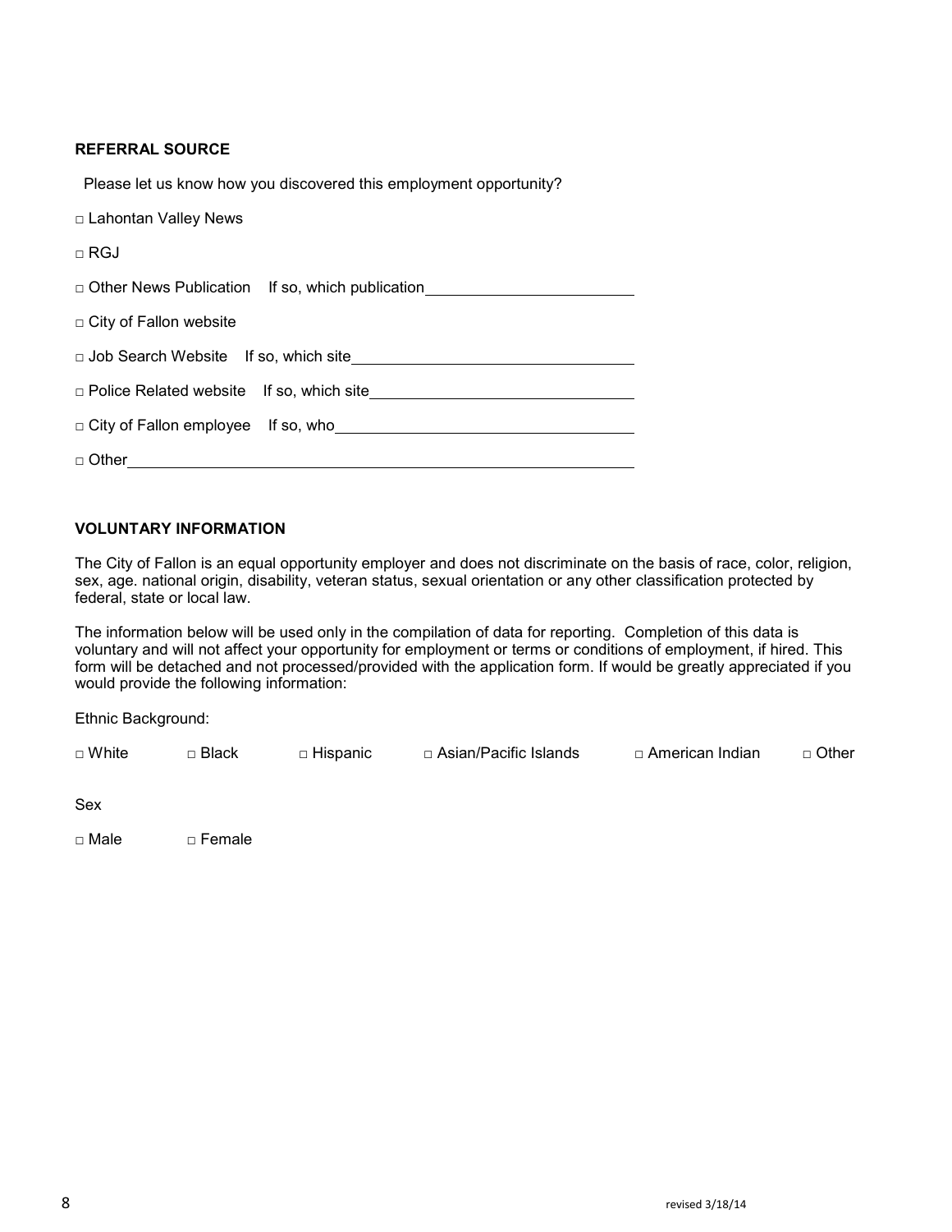**REFERRAL SOURCE**

Please let us know how you discovered this employment opportunity?

□ Lahontan Valley News

□ RGJ

□ Other News Publication  If so, which publication\_\_\_\_\_\_\_\_\_\_\_\_\_\_\_\_\_\_\_\_\_\_\_\_

□ City of Fallon website

□ Job Search Website  If so, which site\_\_\_\_\_\_\_\_\_\_\_\_\_\_\_\_\_\_\_\_\_\_\_\_\_\_\_\_\_\_

□ Police Related website  If so, which site\_\_\_\_\_\_\_\_\_\_\_\_\_\_\_\_\_\_\_\_\_\_\_\_\_\_\_\_

□ City of Fallon employee  If so, who\_\_\_\_\_\_\_\_\_\_\_\_\_\_\_\_\_\_\_\_\_\_\_\_\_\_\_\_\_\_\_\_

□ Other\_\_\_\_\_\_\_\_\_\_\_\_\_\_\_\_\_\_\_\_\_\_\_\_\_\_\_\_\_\_\_\_\_\_\_\_\_\_\_\_\_\_\_\_\_\_\_\_\_\_\_\_

**VOLUNTARY INFORMATION**

The City of Fallon is an equal opportunity employer and does not discriminate on the basis of race, color, religion, sex, age. national origin, disability, veteran status, sexual orientation or any other classification protected by federal, state or local law.

The information below will be used only in the compilation of data for reporting. Completion of this data is voluntary and will not affect your opportunity for employment or terms or conditions of employment, if hired. This form will be detached and not processed/provided with the application form. If would be greatly appreciated if you would provide the following information:

Ethnic Background:

□ White  □ Black  □ Hispanic  □ Asian/Pacific Islands  □ American Indian  □ Other

Sex

□ Male  □ Female

revised 3/18/14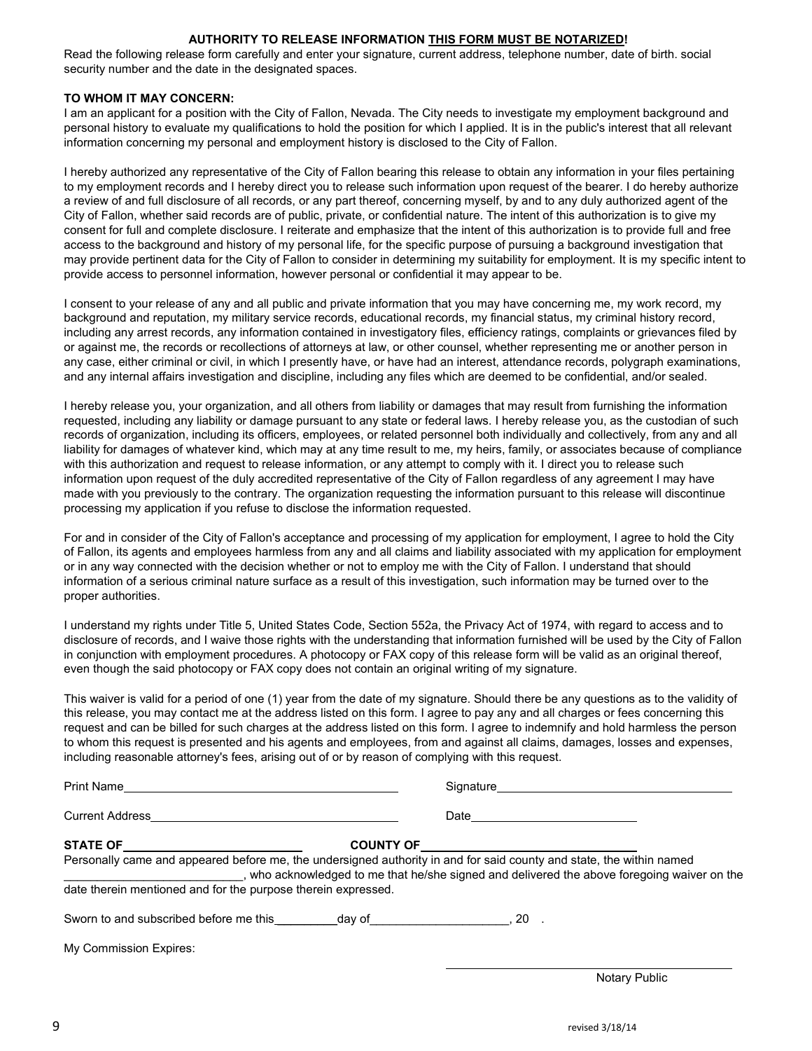**AUTHORITY TO RELEASE INFORMATION <u>THIS FORM MUST BE NOTARIZED</u>!**

Read the following release form carefully and enter your signature, current address, telephone number, date of birth. social security number and the date in the designated spaces.

**TO WHOM IT MAY CONCERN:**

I am an applicant for a position with the City of Fallon, Nevada. The City needs to investigate my employment background and personal history to evaluate my qualifications to hold the position for which I applied. It is in the public's interest that all relevant information concerning my personal and employment history is disclosed to the City of Fallon.

I hereby authorized any representative of the City of Fallon bearing this release to obtain any information in your files pertaining to my employment records and I hereby direct you to release such information upon request of the bearer. I do hereby authorize a review of and full disclosure of all records, or any part thereof, concerning myself, by and to any duly authorized agent of the City of Fallon, whether said records are of public, private, or confidential nature. The intent of this authorization is to give my consent for full and complete disclosure. I reiterate and emphasize that the intent of this authorization is to provide full and free access to the background and history of my personal life, for the specific purpose of pursuing a background investigation that may provide pertinent data for the City of Fallon to consider in determining my suitability for employment. It is my specific intent to provide access to personnel information, however personal or confidential it may appear to be.

I consent to your release of any and all public and private information that you may have concerning me, my work record, my background and reputation, my military service records, educational records, my financial status, my criminal history record, including any arrest records, any information contained in investigatory files, efficiency ratings, complaints or grievances filed by or against me, the records or recollections of attorneys at law, or other counsel, whether representing me or another person in any case, either criminal or civil, in which I presently have, or have had an interest, attendance records, polygraph examinations, and any internal affairs investigation and discipline, including any files which are deemed to be confidential, and/or sealed.

I hereby release you, your organization, and all others from liability or damages that may result from furnishing the information requested, including any liability or damage pursuant to any state or federal laws. I hereby release you, as the custodian of such records of organization, including its officers, employees, or related personnel both individually and collectively, from any and all liability for damages of whatever kind, which may at any time result to me, my heirs, family, or associates because of compliance with this authorization and request to release information, or any attempt to comply with it. I direct you to release such information upon request of the duly accredited representative of the City of Fallon regardless of any agreement I may have made with you previously to the contrary. The organization requesting the information pursuant to this release will discontinue processing my application if you refuse to disclose the information requested.

For and in consider of the City of Fallon's acceptance and processing of my application for employment, I agree to hold the City of Fallon, its agents and employees harmless from any and all claims and liability associated with my application for employment or in any way connected with the decision whether or not to employ me with the City of Fallon. I understand that should information of a serious criminal nature surface as a result of this investigation, such information may be turned over to the proper authorities.

I understand my rights under Title 5, United States Code, Section 552a, the Privacy Act of 1974, with regard to access and to disclosure of records, and I waive those rights with the understanding that information furnished will be used by the City of Fallon in conjunction with employment procedures. A photocopy or FAX copy of this release form will be valid as an original thereof, even though the said photocopy or FAX copy does not contain an original writing of my signature.

This waiver is valid for a period of one (1) year from the date of my signature. Should there be any questions as to the validity of this release, you may contact me at the address listed on this form. I agree to pay any and all charges or fees concerning this request and can be billed for such charges at the address listed on this form. I agree to indemnify and hold harmless the person to whom this request is presented and his agents and employees, from and against all claims, damages, losses and expenses, including reasonable attorney's fees, arising out of or by reason of complying with this request.

Print Name_________________________________________ Signature____________________________________

Current Address_____________________________________ Date__________________________

**STATE OF**____________________________ **COUNTY OF**________________________________

Personally came and appeared before me, the undersigned authority in and for said county and state, the within named ___________________________, who acknowledged to me that he/she signed and delivered the above foregoing waiver on the date therein mentioned and for the purpose therein expressed.

Sworn to and subscribed before me this_________day of____________________, 20 .

My Commission Expires:

__________________________________________

Notary Public

revised 3/18/14